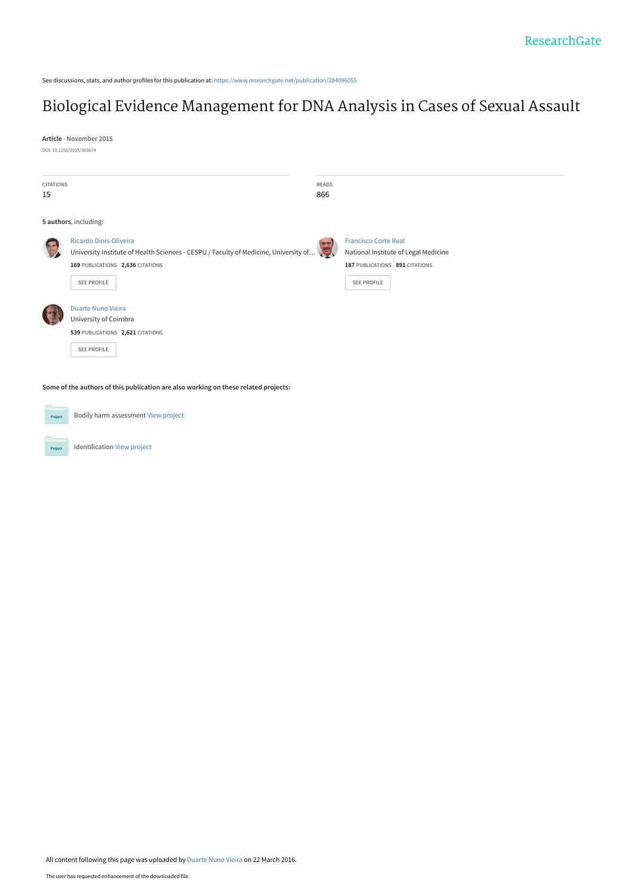See discussions, stats, and author profiles for this publication at: https://www.researchgate.net/publication/284096055

# Biological Evidence Management for DNA Analysis in Cases of Sexual Assault

**Article** · November 2015

DOI: 10.1155/2015/365674

CITATIONS
15

READS
866

**5 authors**, including:

Ricardo Dinis-Oliveira
University Institute of Health Sciences - CESPU / Faculty of Medicine, University of…
**169** PUBLICATIONS **2,636** CITATIONS

SEE PROFILE

Francisco Corte Real
National Institute of Legal Medicine
**187** PUBLICATIONS **891** CITATIONS

SEE PROFILE

Duarte Nuno Vieira
University of Coimbra
**539** PUBLICATIONS **2,621** CITATIONS

SEE PROFILE

**Some of the authors of this publication are also working on these related projects:**

Bodily harm assessment View project

Identification View project

All content following this page was uploaded by Duarte Nuno Vieira on 22 March 2016.

The user has requested enhancement of the downloaded file.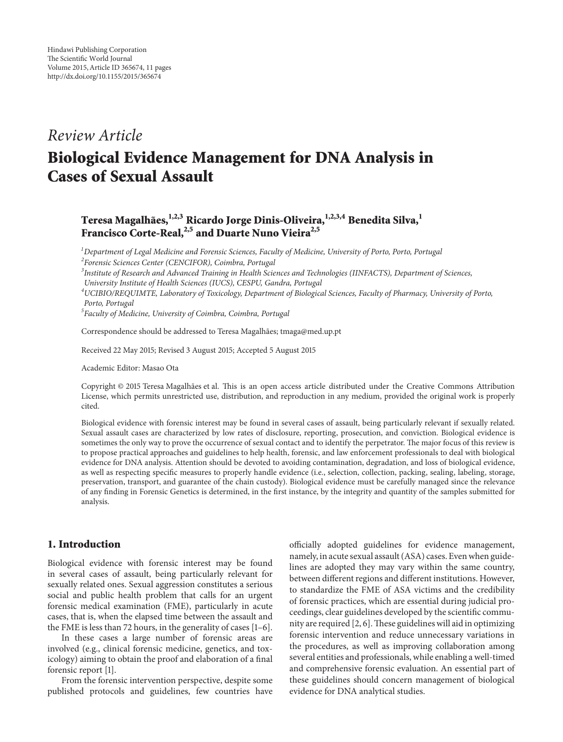Hindawi Publishing Corporation
The Scientific World Journal
Volume 2015, Article ID 365674, 11 pages
http://dx.doi.org/10.1155/2015/365674

## *Review Article*

# Biological Evidence Management for DNA Analysis in Cases of Sexual Assault

**Teresa Magalhães,[1,2,3] Ricardo Jorge Dinis-Oliveira,[1,2,3,4] Benedita Silva,[1] Francisco Corte-Real,[2,5] and Duarte Nuno Vieira[2,5]**

[1] *Department of Legal Medicine and Forensic Sciences, Faculty of Medicine, University of Porto, Porto, Portugal*
[2] *Forensic Sciences Center (CENCIFOR), Coimbra, Portugal*
[3] *Institute of Research and Advanced Training in Health Sciences and Technologies (IINFACTS), Department of Sciences, University Institute of Health Sciences (IUCS), CESPU, Gandra, Portugal*
[4] *UCIBIO/REQUIMTE, Laboratory of Toxicology, Department of Biological Sciences, Faculty of Pharmacy, University of Porto, Porto, Portugal*
[5] *Faculty of Medicine, University of Coimbra, Coimbra, Portugal*

Correspondence should be addressed to Teresa Magalhães; tmaga@med.up.pt

Received 22 May 2015; Revised 3 August 2015; Accepted 5 August 2015

Academic Editor: Masao Ota

Copyright © 2015 Teresa Magalhães et al. This is an open access article distributed under the Creative Commons Attribution License, which permits unrestricted use, distribution, and reproduction in any medium, provided the original work is properly cited.

Biological evidence with forensic interest may be found in several cases of assault, being particularly relevant if sexually related. Sexual assault cases are characterized by low rates of disclosure, reporting, prosecution, and conviction. Biological evidence is sometimes the only way to prove the occurrence of sexual contact and to identify the perpetrator. The major focus of this review is to propose practical approaches and guidelines to help health, forensic, and law enforcement professionals to deal with biological evidence for DNA analysis. Attention should be devoted to avoiding contamination, degradation, and loss of biological evidence, as well as respecting specific measures to properly handle evidence (i.e., selection, collection, packing, sealing, labeling, storage, preservation, transport, and guarantee of the chain custody). Biological evidence must be carefully managed since the relevance of any finding in Forensic Genetics is determined, in the first instance, by the integrity and quantity of the samples submitted for analysis.

## 1. Introduction

Biological evidence with forensic interest may be found in several cases of assault, being particularly relevant for sexually related ones. Sexual aggression constitutes a serious social and public health problem that calls for an urgent forensic medical examination (FME), particularly in acute cases, that is, when the elapsed time between the assault and the FME is less than 72 hours, in the generality of cases [1–6].

In these cases a large number of forensic areas are involved (e.g., clinical forensic medicine, genetics, and toxicology) aiming to obtain the proof and elaboration of a final forensic report [1].

From the forensic intervention perspective, despite some published protocols and guidelines, few countries have officially adopted guidelines for evidence management, namely, in acute sexual assault (ASA) cases. Even when guidelines are adopted they may vary within the same country, between different regions and different institutions. However, to standardize the FME of ASA victims and the credibility of forensic practices, which are essential during judicial proceedings, clear guidelines developed by the scientific community are required [2, 6]. These guidelines will aid in optimizing forensic intervention and reduce unnecessary variations in the procedures, as well as improving collaboration among several entities and professionals, while enabling a well-timed and comprehensive forensic evaluation. An essential part of these guidelines should concern management of biological evidence for DNA analytical studies.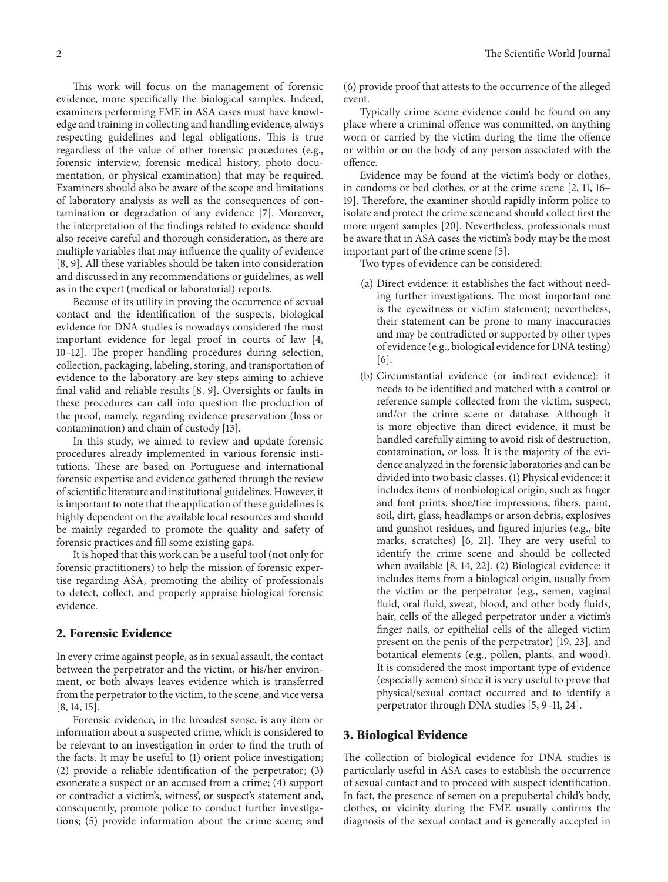This work will focus on the management of forensic evidence, more specifically the biological samples. Indeed, examiners performing FME in ASA cases must have knowledge and training in collecting and handling evidence, always respecting guidelines and legal obligations. This is true regardless of the value of other forensic procedures (e.g., forensic interview, forensic medical history, photo documentation, or physical examination) that may be required. Examiners should also be aware of the scope and limitations of laboratory analysis as well as the consequences of contamination or degradation of any evidence [7]. Moreover, the interpretation of the findings related to evidence should also receive careful and thorough consideration, as there are multiple variables that may influence the quality of evidence [8, 9]. All these variables should be taken into consideration and discussed in any recommendations or guidelines, as well as in the expert (medical or laboratorial) reports.

Because of its utility in proving the occurrence of sexual contact and the identification of the suspects, biological evidence for DNA studies is nowadays considered the most important evidence for legal proof in courts of law [4, 10–12]. The proper handling procedures during selection, collection, packaging, labeling, storing, and transportation of evidence to the laboratory are key steps aiming to achieve final valid and reliable results [8, 9]. Oversights or faults in these procedures can call into question the production of the proof, namely, regarding evidence preservation (loss or contamination) and chain of custody [13].

In this study, we aimed to review and update forensic procedures already implemented in various forensic institutions. These are based on Portuguese and international forensic expertise and evidence gathered through the review of scientific literature and institutional guidelines. However, it is important to note that the application of these guidelines is highly dependent on the available local resources and should be mainly regarded to promote the quality and safety of forensic practices and fill some existing gaps.

It is hoped that this work can be a useful tool (not only for forensic practitioners) to help the mission of forensic expertise regarding ASA, promoting the ability of professionals to detect, collect, and properly appraise biological forensic evidence.

## 2. Forensic Evidence

In every crime against people, as in sexual assault, the contact between the perpetrator and the victim, or his/her environment, or both always leaves evidence which is transferred from the perpetrator to the victim, to the scene, and vice versa [8, 14, 15].

Forensic evidence, in the broadest sense, is any item or information about a suspected crime, which is considered to be relevant to an investigation in order to find the truth of the facts. It may be useful to (1) orient police investigation; (2) provide a reliable identification of the perpetrator; (3) exonerate a suspect or an accused from a crime; (4) support or contradict a victim's, witness', or suspect's statement and, consequently, promote police to conduct further investigations; (5) provide information about the crime scene; and (6) provide proof that attests to the occurrence of the alleged event.

Typically crime scene evidence could be found on any place where a criminal offence was committed, on anything worn or carried by the victim during the time the offence or within or on the body of any person associated with the offence.

Evidence may be found at the victim's body or clothes, in condoms or bed clothes, or at the crime scene [2, 11, 16–19]. Therefore, the examiner should rapidly inform police to isolate and protect the crime scene and should collect first the more urgent samples [20]. Nevertheless, professionals must be aware that in ASA cases the victim's body may be the most important part of the crime scene [5].

Two types of evidence can be considered:

(a) Direct evidence: it establishes the fact without needing further investigations. The most important one is the eyewitness or victim statement; nevertheless, their statement can be prone to many inaccuracies and may be contradicted or supported by other types of evidence (e.g., biological evidence for DNA testing) [6].

(b) Circumstantial evidence (or indirect evidence): it needs to be identified and matched with a control or reference sample collected from the victim, suspect, and/or the crime scene or database. Although it is more objective than direct evidence, it must be handled carefully aiming to avoid risk of destruction, contamination, or loss. It is the majority of the evidence analyzed in the forensic laboratories and can be divided into two basic classes. (1) Physical evidence: it includes items of nonbiological origin, such as finger and foot prints, shoe/tire impressions, fibers, paint, soil, dirt, glass, headlamps or arson debris, explosives and gunshot residues, and figured injuries (e.g., bite marks, scratches) [6, 21]. They are very useful to identify the crime scene and should be collected when available [8, 14, 22]. (2) Biological evidence: it includes items from a biological origin, usually from the victim or the perpetrator (e.g., semen, vaginal fluid, oral fluid, sweat, blood, and other body fluids, hair, cells of the alleged perpetrator under a victim's finger nails, or epithelial cells of the alleged victim present on the penis of the perpetrator) [19, 23], and botanical elements (e.g., pollen, plants, and wood). It is considered the most important type of evidence (especially semen) since it is very useful to prove that physical/sexual contact occurred and to identify a perpetrator through DNA studies [5, 9–11, 24].

## 3. Biological Evidence

The collection of biological evidence for DNA studies is particularly useful in ASA cases to establish the occurrence of sexual contact and to proceed with suspect identification. In fact, the presence of semen on a prepubertal child's body, clothes, or vicinity during the FME usually confirms the diagnosis of the sexual contact and is generally accepted in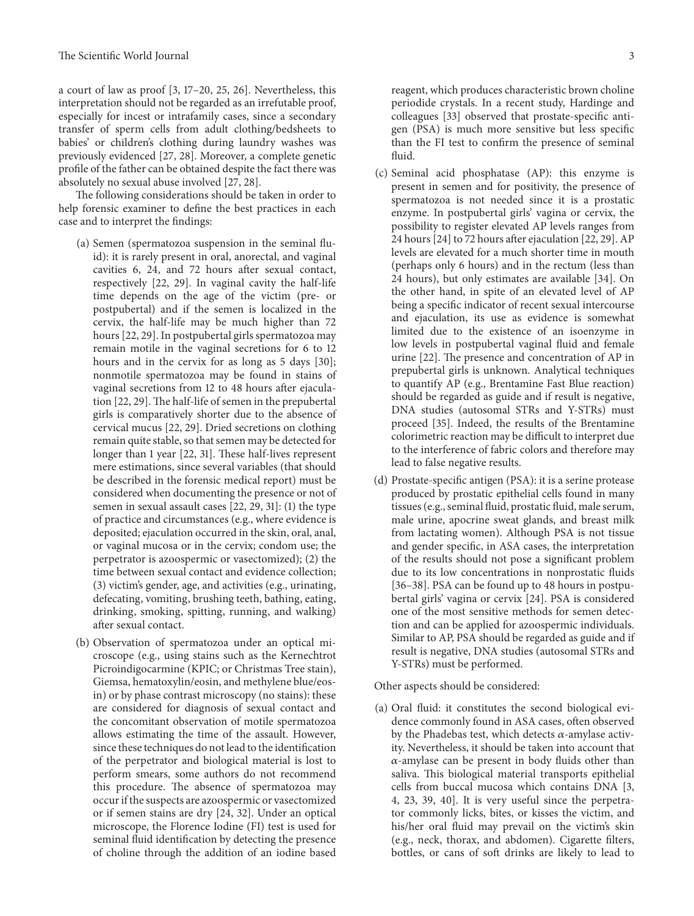a court of law as proof [3, 17–20, 25, 26]. Nevertheless, this interpretation should not be regarded as an irrefutable proof, especially for incest or intrafamily cases, since a secondary transfer of sperm cells from adult clothing/bedsheets to babies' or children's clothing during laundry washes was previously evidenced [27, 28]. Moreover, a complete genetic profile of the father can be obtained despite the fact there was absolutely no sexual abuse involved [27, 28].

The following considerations should be taken in order to help forensic examiner to define the best practices in each case and to interpret the findings:

(a) Semen (spermatozoa suspension in the seminal fluid): it is rarely present in oral, anorectal, and vaginal cavities 6, 24, and 72 hours after sexual contact, respectively [22, 29]. In vaginal cavity the half-life time depends on the age of the victim (pre- or postpubertal) and if the semen is localized in the cervix, the half-life may be much higher than 72 hours [22, 29]. In postpubertal girls spermatozoa may remain motile in the vaginal secretions for 6 to 12 hours and in the cervix for as long as 5 days [30]; nonmotile spermatozoa may be found in stains of vaginal secretions from 12 to 48 hours after ejaculation [22, 29]. The half-life of semen in the prepubertal girls is comparatively shorter due to the absence of cervical mucus [22, 29]. Dried secretions on clothing remain quite stable, so that semen may be detected for longer than 1 year [22, 31]. These half-lives represent mere estimations, since several variables (that should be described in the forensic medical report) must be considered when documenting the presence or not of semen in sexual assault cases [22, 29, 31]: (1) the type of practice and circumstances (e.g., where evidence is deposited; ejaculation occurred in the skin, oral, anal, or vaginal mucosa or in the cervix; condom use; the perpetrator is azoospermic or vasectomized); (2) the time between sexual contact and evidence collection; (3) victim's gender, age, and activities (e.g., urinating, defecating, vomiting, brushing teeth, bathing, eating, drinking, smoking, spitting, running, and walking) after sexual contact.

(b) Observation of spermatozoa under an optical microscope (e.g., using stains such as the Kernechtrot Picroindigocarmine (KPIC; or Christmas Tree stain), Giemsa, hematoxylin/eosin, and methylene blue/eosin) or by phase contrast microscopy (no stains): these are considered for diagnosis of sexual contact and the concomitant observation of motile spermatozoa allows estimating the time of the assault. However, since these techniques do not lead to the identification of the perpetrator and biological material is lost to perform smears, some authors do not recommend this procedure. The absence of spermatozoa may occur if the suspects are azoospermic or vasectomized or if semen stains are dry [24, 32]. Under an optical microscope, the Florence Iodine (FI) test is used for seminal fluid identification by detecting the presence of choline through the addition of an iodine based reagent, which produces characteristic brown choline periodide crystals. In a recent study, Hardinge and colleagues [33] observed that prostate-specific antigen (PSA) is much more sensitive but less specific than the FI test to confirm the presence of seminal fluid.

(c) Seminal acid phosphatase (AP): this enzyme is present in semen and for positivity, the presence of spermatozoa is not needed since it is a prostatic enzyme. In postpubertal girls' vagina or cervix, the possibility to register elevated AP levels ranges from 24 hours [24] to 72 hours after ejaculation [22, 29]. AP levels are elevated for a much shorter time in mouth (perhaps only 6 hours) and in the rectum (less than 24 hours), but only estimates are available [34]. On the other hand, in spite of an elevated level of AP being a specific indicator of recent sexual intercourse and ejaculation, its use as evidence is somewhat limited due to the existence of an isoenzyme in low levels in postpubertal vaginal fluid and female urine [22]. The presence and concentration of AP in prepubertal girls is unknown. Analytical techniques to quantify AP (e.g., Brentamine Fast Blue reaction) should be regarded as guide and if result is negative, DNA studies (autosomal STRs and Y-STRs) must proceed [35]. Indeed, the results of the Brentamine colorimetric reaction may be difficult to interpret due to the interference of fabric colors and therefore may lead to false negative results.

(d) Prostate-specific antigen (PSA): it is a serine protease produced by prostatic epithelial cells found in many tissues (e.g., seminal fluid, prostatic fluid, male serum, male urine, apocrine sweat glands, and breast milk from lactating women). Although PSA is not tissue and gender specific, in ASA cases, the interpretation of the results should not pose a significant problem due to its low concentrations in nonprostatic fluids [36–38]. PSA can be found up to 48 hours in postpubertal girls' vagina or cervix [24]. PSA is considered one of the most sensitive methods for semen detection and can be applied for azoospermic individuals. Similar to AP, PSA should be regarded as guide and if result is negative, DNA studies (autosomal STRs and Y-STRs) must be performed.

Other aspects should be considered:

(a) Oral fluid: it constitutes the second biological evidence commonly found in ASA cases, often observed by the Phadebas test, which detects $\alpha$-amylase activity. Nevertheless, it should be taken into account that $\alpha$-amylase can be present in body fluids other than saliva. This biological material transports epithelial cells from buccal mucosa which contains DNA [3, 4, 23, 39, 40]. It is very useful since the perpetrator commonly licks, bites, or kisses the victim, and his/her oral fluid may prevail on the victim's skin (e.g., neck, thorax, and abdomen). Cigarette filters, bottles, or cans of soft drinks are likely to lead to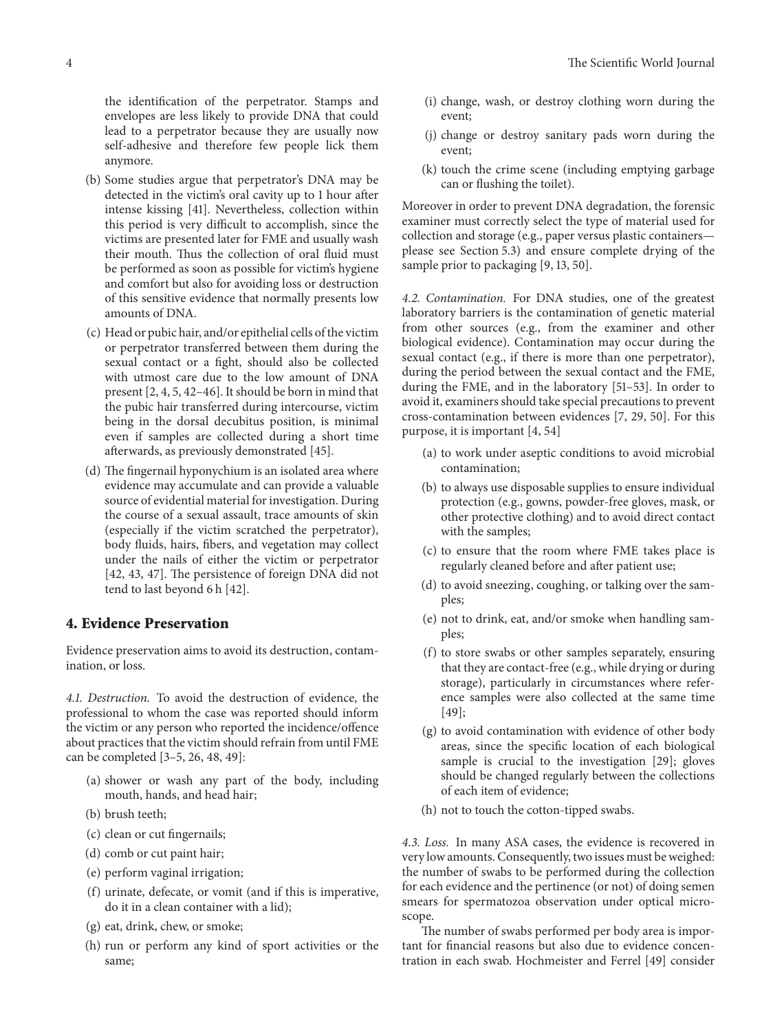the identification of the perpetrator. Stamps and envelopes are less likely to provide DNA that could lead to a perpetrator because they are usually now self-adhesive and therefore few people lick them anymore.

(b) Some studies argue that perpetrator's DNA may be detected in the victim's oral cavity up to 1 hour after intense kissing [41]. Nevertheless, collection within this period is very difficult to accomplish, since the victims are presented later for FME and usually wash their mouth. Thus the collection of oral fluid must be performed as soon as possible for victim's hygiene and comfort but also for avoiding loss or destruction of this sensitive evidence that normally presents low amounts of DNA.

(c) Head or pubic hair, and/or epithelial cells of the victim or perpetrator transferred between them during the sexual contact or a fight, should also be collected with utmost care due to the low amount of DNA present [2, 4, 5, 42–46]. It should be born in mind that the pubic hair transferred during intercourse, victim being in the dorsal decubitus position, is minimal even if samples are collected during a short time afterwards, as previously demonstrated [45].

(d) The fingernail hyponychium is an isolated area where evidence may accumulate and can provide a valuable source of evidential material for investigation. During the course of a sexual assault, trace amounts of skin (especially if the victim scratched the perpetrator), body fluids, hairs, fibers, and vegetation may collect under the nails of either the victim or perpetrator [42, 43, 47]. The persistence of foreign DNA did not tend to last beyond 6 h [42].

## 4. Evidence Preservation

Evidence preservation aims to avoid its destruction, contamination, or loss.

*4.1. Destruction.* To avoid the destruction of evidence, the professional to whom the case was reported should inform the victim or any person who reported the incidence/offence about practices that the victim should refrain from until FME can be completed [3–5, 26, 48, 49]:

(a) shower or wash any part of the body, including mouth, hands, and head hair;

(b) brush teeth;

(c) clean or cut fingernails;

(d) comb or cut paint hair;

(e) perform vaginal irrigation;

(f) urinate, defecate, or vomit (and if this is imperative, do it in a clean container with a lid);

(g) eat, drink, chew, or smoke;

(h) run or perform any kind of sport activities or the same;

(i) change, wash, or destroy clothing worn during the event;

(j) change or destroy sanitary pads worn during the event;

(k) touch the crime scene (including emptying garbage can or flushing the toilet).

Moreover in order to prevent DNA degradation, the forensic examiner must correctly select the type of material used for collection and storage (e.g., paper versus plastic containers—please see Section 5.3) and ensure complete drying of the sample prior to packaging [9, 13, 50].

*4.2. Contamination.* For DNA studies, one of the greatest laboratory barriers is the contamination of genetic material from other sources (e.g., from the examiner and other biological evidence). Contamination may occur during the sexual contact (e.g., if there is more than one perpetrator), during the period between the sexual contact and the FME, during the FME, and in the laboratory [51–53]. In order to avoid it, examiners should take special precautions to prevent cross-contamination between evidences [7, 29, 50]. For this purpose, it is important [4, 54]

(a) to work under aseptic conditions to avoid microbial contamination;

(b) to always use disposable supplies to ensure individual protection (e.g., gowns, powder-free gloves, mask, or other protective clothing) and to avoid direct contact with the samples;

(c) to ensure that the room where FME takes place is regularly cleaned before and after patient use;

(d) to avoid sneezing, coughing, or talking over the samples;

(e) not to drink, eat, and/or smoke when handling samples;

(f) to store swabs or other samples separately, ensuring that they are contact-free (e.g., while drying or during storage), particularly in circumstances where reference samples were also collected at the same time [49];

(g) to avoid contamination with evidence of other body areas, since the specific location of each biological sample is crucial to the investigation [29]; gloves should be changed regularly between the collections of each item of evidence;

(h) not to touch the cotton-tipped swabs.

*4.3. Loss.* In many ASA cases, the evidence is recovered in very low amounts. Consequently, two issues must be weighed: the number of swabs to be performed during the collection for each evidence and the pertinence (or not) of doing semen smears for spermatozoa observation under optical microscope.

The number of swabs performed per body area is important for financial reasons but also due to evidence concentration in each swab. Hochmeister and Ferrel [49] consider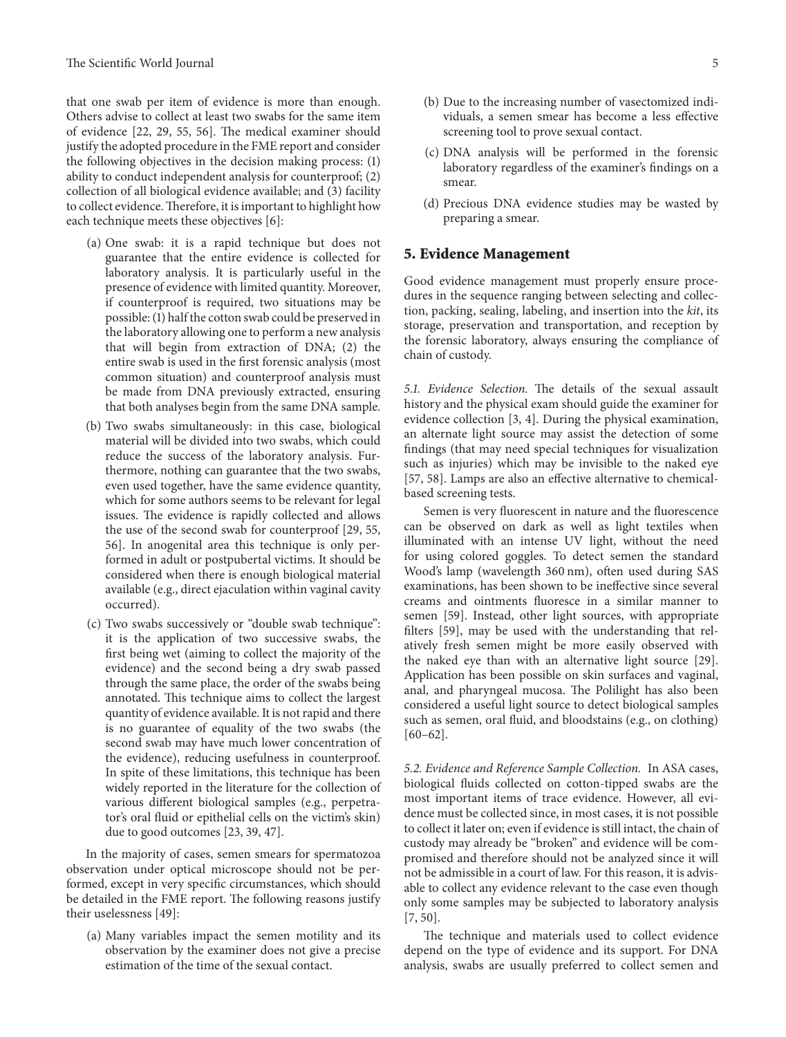that one swab per item of evidence is more than enough. Others advise to collect at least two swabs for the same item of evidence [22, 29, 55, 56]. The medical examiner should justify the adopted procedure in the FME report and consider the following objectives in the decision making process: (1) ability to conduct independent analysis for counterproof; (2) collection of all biological evidence available; and (3) facility to collect evidence. Therefore, it is important to highlight how each technique meets these objectives [6]:

(a) One swab: it is a rapid technique but does not guarantee that the entire evidence is collected for laboratory analysis. It is particularly useful in the presence of evidence with limited quantity. Moreover, if counterproof is required, two situations may be possible: (1) half the cotton swab could be preserved in the laboratory allowing one to perform a new analysis that will begin from extraction of DNA; (2) the entire swab is used in the first forensic analysis (most common situation) and counterproof analysis must be made from DNA previously extracted, ensuring that both analyses begin from the same DNA sample.

(b) Two swabs simultaneously: in this case, biological material will be divided into two swabs, which could reduce the success of the laboratory analysis. Furthermore, nothing can guarantee that the two swabs, even used together, have the same evidence quantity, which for some authors seems to be relevant for legal issues. The evidence is rapidly collected and allows the use of the second swab for counterproof [29, 55, 56]. In anogenital area this technique is only performed in adult or postpubertal victims. It should be considered when there is enough biological material available (e.g., direct ejaculation within vaginal cavity occurred).

(c) Two swabs successively or "double swab technique": it is the application of two successive swabs, the first being wet (aiming to collect the majority of the evidence) and the second being a dry swab passed through the same place, the order of the swabs being annotated. This technique aims to collect the largest quantity of evidence available. It is not rapid and there is no guarantee of equality of the two swabs (the second swab may have much lower concentration of the evidence), reducing usefulness in counterproof. In spite of these limitations, this technique has been widely reported in the literature for the collection of various different biological samples (e.g., perpetrator's oral fluid or epithelial cells on the victim's skin) due to good outcomes [23, 39, 47].

In the majority of cases, semen smears for spermatozoa observation under optical microscope should not be performed, except in very specific circumstances, which should be detailed in the FME report. The following reasons justify their uselessness [49]:

(a) Many variables impact the semen motility and its observation by the examiner does not give a precise estimation of the time of the sexual contact.

(b) Due to the increasing number of vasectomized individuals, a semen smear has become a less effective screening tool to prove sexual contact.

(c) DNA analysis will be performed in the forensic laboratory regardless of the examiner's findings on a smear.

(d) Precious DNA evidence studies may be wasted by preparing a smear.

## 5. Evidence Management

Good evidence management must properly ensure procedures in the sequence ranging between selecting and collection, packing, sealing, labeling, and insertion into the *kit*, its storage, preservation and transportation, and reception by the forensic laboratory, always ensuring the compliance of chain of custody.

*5.1. Evidence Selection.* The details of the sexual assault history and the physical exam should guide the examiner for evidence collection [3, 4]. During the physical examination, an alternate light source may assist the detection of some findings (that may need special techniques for visualization such as injuries) which may be invisible to the naked eye [57, 58]. Lamps are also an effective alternative to chemical-based screening tests.

Semen is very fluorescent in nature and the fluorescence can be observed on dark as well as light textiles when illuminated with an intense UV light, without the need for using colored goggles. To detect semen the standard Wood's lamp (wavelength 360 nm), often used during SAS examinations, has been shown to be ineffective since several creams and ointments fluoresce in a similar manner to semen [59]. Instead, other light sources, with appropriate filters [59], may be used with the understanding that relatively fresh semen might be more easily observed with the naked eye than with an alternative light source [29]. Application has been possible on skin surfaces and vaginal, anal, and pharyngeal mucosa. The Polilight has also been considered a useful light source to detect biological samples such as semen, oral fluid, and bloodstains (e.g., on clothing) [60–62].

*5.2. Evidence and Reference Sample Collection.* In ASA cases, biological fluids collected on cotton-tipped swabs are the most important items of trace evidence. However, all evidence must be collected since, in most cases, it is not possible to collect it later on; even if evidence is still intact, the chain of custody may already be "broken" and evidence will be compromised and therefore should not be analyzed since it will not be admissible in a court of law. For this reason, it is advisable to collect any evidence relevant to the case even though only some samples may be subjected to laboratory analysis [7, 50].

The technique and materials used to collect evidence depend on the type of evidence and its support. For DNA analysis, swabs are usually preferred to collect semen and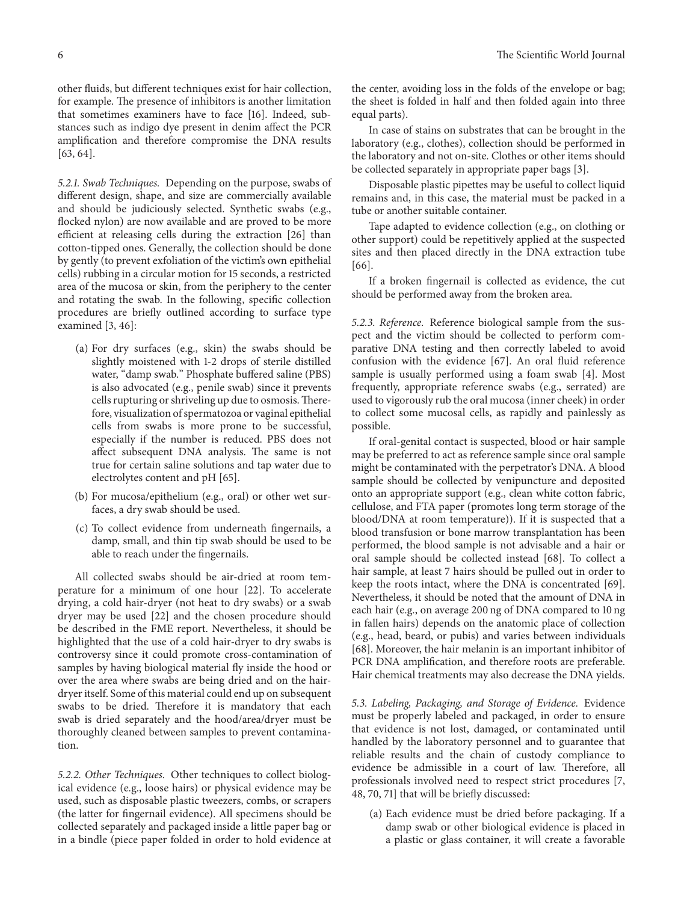other fluids, but different techniques exist for hair collection, for example. The presence of inhibitors is another limitation that sometimes examiners have to face [16]. Indeed, substances such as indigo dye present in denim affect the PCR amplification and therefore compromise the DNA results [63, 64].

*5.2.1. Swab Techniques.* Depending on the purpose, swabs of different design, shape, and size are commercially available and should be judiciously selected. Synthetic swabs (e.g., flocked nylon) are now available and are proved to be more efficient at releasing cells during the extraction [26] than cotton-tipped ones. Generally, the collection should be done by gently (to prevent exfoliation of the victim's own epithelial cells) rubbing in a circular motion for 15 seconds, a restricted area of the mucosa or skin, from the periphery to the center and rotating the swab. In the following, specific collection procedures are briefly outlined according to surface type examined [3, 46]:

(a) For dry surfaces (e.g., skin) the swabs should be slightly moistened with 1-2 drops of sterile distilled water, "damp swab." Phosphate buffered saline (PBS) is also advocated (e.g., penile swab) since it prevents cells rupturing or shriveling up due to osmosis. Therefore, visualization of spermatozoa or vaginal epithelial cells from swabs is more prone to be successful, especially if the number is reduced. PBS does not affect subsequent DNA analysis. The same is not true for certain saline solutions and tap water due to electrolytes content and pH [65].

(b) For mucosa/epithelium (e.g., oral) or other wet surfaces, a dry swab should be used.

(c) To collect evidence from underneath fingernails, a damp, small, and thin tip swab should be used to be able to reach under the fingernails.

All collected swabs should be air-dried at room temperature for a minimum of one hour [22]. To accelerate drying, a cold hair-dryer (not heat to dry swabs) or a swab dryer may be used [22] and the chosen procedure should be described in the FME report. Nevertheless, it should be highlighted that the use of a cold hair-dryer to dry swabs is controversy since it could promote cross-contamination of samples by having biological material fly inside the hood or over the area where swabs are being dried and on the hair-dryer itself. Some of this material could end up on subsequent swabs to be dried. Therefore it is mandatory that each swab is dried separately and the hood/area/dryer must be thoroughly cleaned between samples to prevent contamination.

*5.2.2. Other Techniques.* Other techniques to collect biological evidence (e.g., loose hairs) or physical evidence may be used, such as disposable plastic tweezers, combs, or scrapers (the latter for fingernail evidence). All specimens should be collected separately and packaged inside a little paper bag or in a bindle (piece paper folded in order to hold evidence at the center, avoiding loss in the folds of the envelope or bag; the sheet is folded in half and then folded again into three equal parts).

In case of stains on substrates that can be brought in the laboratory (e.g., clothes), collection should be performed in the laboratory and not on-site. Clothes or other items should be collected separately in appropriate paper bags [3].

Disposable plastic pipettes may be useful to collect liquid remains and, in this case, the material must be packed in a tube or another suitable container.

Tape adapted to evidence collection (e.g., on clothing or other support) could be repetitively applied at the suspected sites and then placed directly in the DNA extraction tube [66].

If a broken fingernail is collected as evidence, the cut should be performed away from the broken area.

*5.2.3. Reference.* Reference biological sample from the suspect and the victim should be collected to perform comparative DNA testing and then correctly labeled to avoid confusion with the evidence [67]. An oral fluid reference sample is usually performed using a foam swab [4]. Most frequently, appropriate reference swabs (e.g., serrated) are used to vigorously rub the oral mucosa (inner cheek) in order to collect some mucosal cells, as rapidly and painlessly as possible.

If oral-genital contact is suspected, blood or hair sample may be preferred to act as reference sample since oral sample might be contaminated with the perpetrator's DNA. A blood sample should be collected by venipuncture and deposited onto an appropriate support (e.g., clean white cotton fabric, cellulose, and FTA paper (promotes long term storage of the blood/DNA at room temperature)). If it is suspected that a blood transfusion or bone marrow transplantation has been performed, the blood sample is not advisable and a hair or oral sample should be collected instead [68]. To collect a hair sample, at least 7 hairs should be pulled out in order to keep the roots intact, where the DNA is concentrated [69]. Nevertheless, it should be noted that the amount of DNA in each hair (e.g., on average 200 ng of DNA compared to 10 ng in fallen hairs) depends on the anatomic place of collection (e.g., head, beard, or pubis) and varies between individuals [68]. Moreover, the hair melanin is an important inhibitor of PCR DNA amplification, and therefore roots are preferable. Hair chemical treatments may also decrease the DNA yields.

*5.3. Labeling, Packaging, and Storage of Evidence.* Evidence must be properly labeled and packaged, in order to ensure that evidence is not lost, damaged, or contaminated until handled by the laboratory personnel and to guarantee that reliable results and the chain of custody compliance to evidence be admissible in a court of law. Therefore, all professionals involved need to respect strict procedures [7, 48, 70, 71] that will be briefly discussed:

(a) Each evidence must be dried before packaging. If a damp swab or other biological evidence is placed in a plastic or glass container, it will create a favorable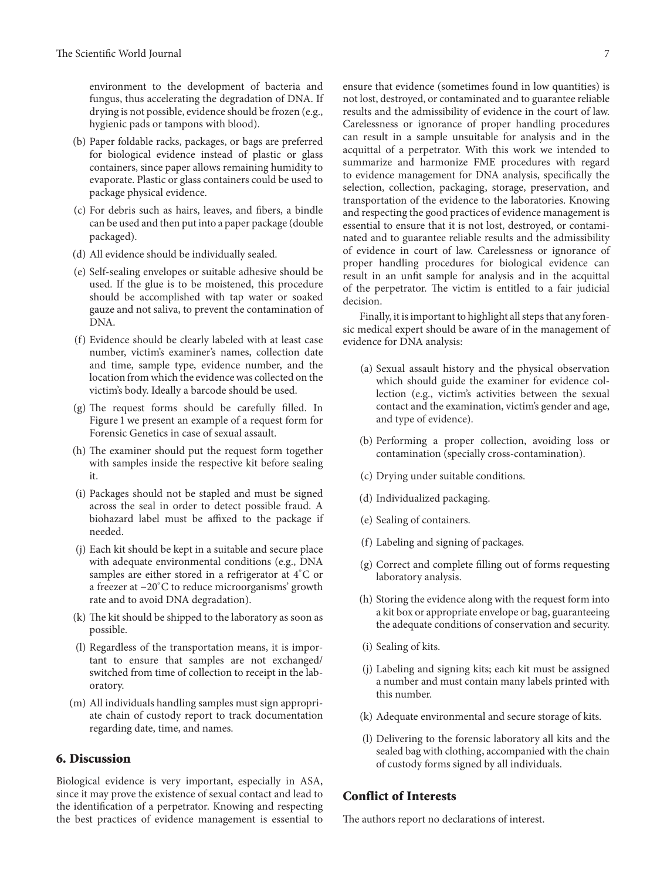environment to the development of bacteria and fungus, thus accelerating the degradation of DNA. If drying is not possible, evidence should be frozen (e.g., hygienic pads or tampons with blood).

(b) Paper foldable racks, packages, or bags are preferred for biological evidence instead of plastic or glass containers, since paper allows remaining humidity to evaporate. Plastic or glass containers could be used to package physical evidence.

(c) For debris such as hairs, leaves, and fibers, a bindle can be used and then put into a paper package (double packaged).

(d) All evidence should be individually sealed.

(e) Self-sealing envelopes or suitable adhesive should be used. If the glue is to be moistened, this procedure should be accomplished with tap water or soaked gauze and not saliva, to prevent the contamination of DNA.

(f) Evidence should be clearly labeled with at least case number, victim's examiner's names, collection date and time, sample type, evidence number, and the location from which the evidence was collected on the victim's body. Ideally a barcode should be used.

(g) The request forms should be carefully filled. In Figure 1 we present an example of a request form for Forensic Genetics in case of sexual assault.

(h) The examiner should put the request form together with samples inside the respective kit before sealing it.

(i) Packages should not be stapled and must be signed across the seal in order to detect possible fraud. A biohazard label must be affixed to the package if needed.

(j) Each kit should be kept in a suitable and secure place with adequate environmental conditions (e.g., DNA samples are either stored in a refrigerator at 4°C or a freezer at −20°C to reduce microorganisms' growth rate and to avoid DNA degradation).

(k) The kit should be shipped to the laboratory as soon as possible.

(l) Regardless of the transportation means, it is important to ensure that samples are not exchanged/switched from time of collection to receipt in the laboratory.

(m) All individuals handling samples must sign appropriate chain of custody report to track documentation regarding date, time, and names.

## 6. Discussion

Biological evidence is very important, especially in ASA, since it may prove the existence of sexual contact and lead to the identification of a perpetrator. Knowing and respecting the best practices of evidence management is essential to ensure that evidence (sometimes found in low quantities) is not lost, destroyed, or contaminated and to guarantee reliable results and the admissibility of evidence in the court of law. Carelessness or ignorance of proper handling procedures can result in a sample unsuitable for analysis and in the acquittal of a perpetrator. With this work we intended to summarize and harmonize FME procedures with regard to evidence management for DNA analysis, specifically the selection, collection, packaging, storage, preservation, and transportation of the evidence to the laboratories. Knowing and respecting the good practices of evidence management is essential to ensure that it is not lost, destroyed, or contaminated and to guarantee reliable results and the admissibility of evidence in court of law. Carelessness or ignorance of proper handling procedures for biological evidence can result in an unfit sample for analysis and in the acquittal of the perpetrator. The victim is entitled to a fair judicial decision.

Finally, it is important to highlight all steps that any forensic medical expert should be aware of in the management of evidence for DNA analysis:

(a) Sexual assault history and the physical observation which should guide the examiner for evidence collection (e.g., victim's activities between the sexual contact and the examination, victim's gender and age, and type of evidence).

(b) Performing a proper collection, avoiding loss or contamination (specially cross-contamination).

(c) Drying under suitable conditions.

(d) Individualized packaging.

(e) Sealing of containers.

(f) Labeling and signing of packages.

(g) Correct and complete filling out of forms requesting laboratory analysis.

(h) Storing the evidence along with the request form into a kit box or appropriate envelope or bag, guaranteeing the adequate conditions of conservation and security.

(i) Sealing of kits.

(j) Labeling and signing kits; each kit must be assigned a number and must contain many labels printed with this number.

(k) Adequate environmental and secure storage of kits.

(l) Delivering to the forensic laboratory all kits and the sealed bag with clothing, accompanied with the chain of custody forms signed by all individuals.

## Conflict of Interests

The authors report no declarations of interest.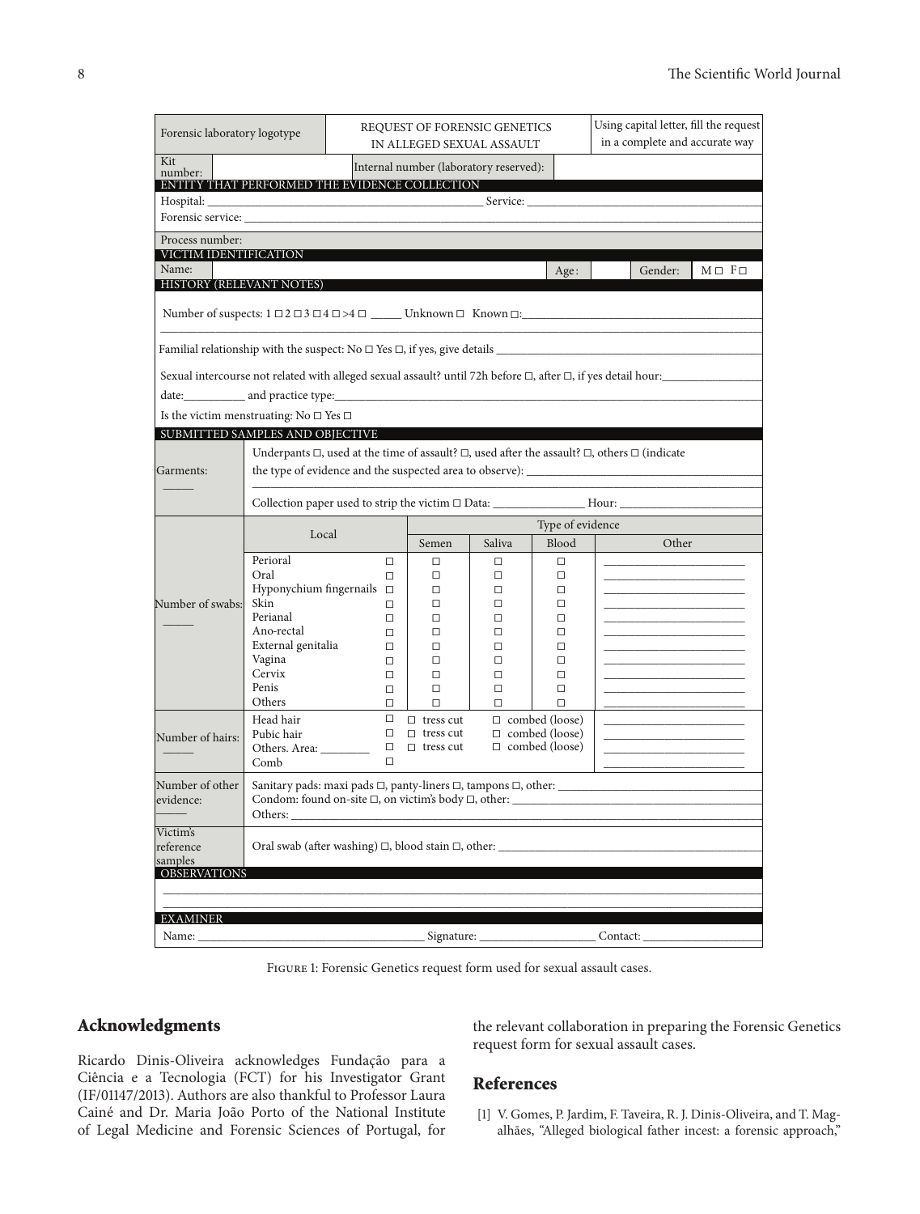| Forensic laboratory logotype | REQUEST OF FORENSIC GENETICS IN ALLEGED SEXUAL ASSAULT | Using capital letter, fill the request in a complete and accurate way |
|---|---|---|
| Kit number: | Internal number (laboratory reserved): | |

**ENTITY THAT PERFORMED THE EVIDENCE COLLECTION**

Hospital: ______________________ Service: ______________________

Forensic service: ______________________

Process number:

**VICTIM IDENTIFICATION**

| Name: | Age: | Gender: | M □ F□ |
|---|---|---|---|

**HISTORY (RELEVANT NOTES)**

Number of suspects: 1 □ 2 □ 3 □ 4 □ >4 □ _____ Unknown □ Known □:______________________

Familial relationship with the suspect: No □ Yes □, if yes, give details ______________________

Sexual intercourse not related with alleged sexual assault? until 72h before □, after □, if yes detail hour:________

date:__________ and practice type:______________________

Is the victim menstruating: No □ Yes □

**SUBMITTED SAMPLES AND OBJECTIVE**

| Garments: _____ | Underpants □, used at the time of assault? □, used after the assault? □, others □ (indicate the type of evidence and the suspected area to observe): ______________________ Collection paper used to strip the victim □ Data: _______________ Hour: _______________ |
|---|---|

| | Local | | Type of evidence: Semen | Saliva | Blood | Other |
|---|---|---|---|---|---|---|
| Number of swabs: _____ | Perioral | □ | □ | □ | □ | ____________ |
| | Oral | □ | □ | □ | □ | ____________ |
| | Hyponychium fingernails | □ | □ | □ | □ | ____________ |
| | Skin | □ | □ | □ | □ | ____________ |
| | Perianal | □ | □ | □ | □ | ____________ |
| | Ano-rectal | □ | □ | □ | □ | ____________ |
| | External genitalia | □ | □ | □ | □ | ____________ |
| | Vagina | □ | □ | □ | □ | ____________ |
| | Cervix | □ | □ | □ | □ | ____________ |
| | Penis | □ | □ | □ | □ | ____________ |
| | Others | □ | □ | □ | □ | ____________ |
| Number of hairs: _____ | Head hair | □ | □ tress cut | □ combed (loose) | | ____________ |
| | Pubic hair | □ | □ tress cut | □ combed (loose) | | ____________ |
| | Others. Area: ________ | □ | □ tress cut | □ combed (loose) | | ____________ |
| | Comb | □ | | | | ____________ |
| Number of other evidence: _____ | Sanitary pads: maxi pads □, panty-liners □, tampons □, other: ____________ Condom: found on-site □, on victim's body □, other: ____________ Others: ____________ | | | | | |
| Victim's reference samples | Oral swab (after washing) □, blood stain □, other: ____________ | | | | | |

**OBSERVATIONS**

______________________________________________

**EXAMINER**

Name: ______________________ Signature: ______________________ Contact: ______________________

Figure 1: Forensic Genetics request form used for sexual assault cases.

## Acknowledgments

Ricardo Dinis-Oliveira acknowledges Fundação para a Ciência e a Tecnologia (FCT) for his Investigator Grant (IF/01147/2013). Authors are also thankful to Professor Laura Cainé and Dr. Maria João Porto of the National Institute of Legal Medicine and Forensic Sciences of Portugal, for the relevant collaboration in preparing the Forensic Genetics request form for sexual assault cases.

## References

[1] V. Gomes, P. Jardim, F. Taveira, R. J. Dinis-Oliveira, and T. Magalhães, "Alleged biological father incest: a forensic approach,"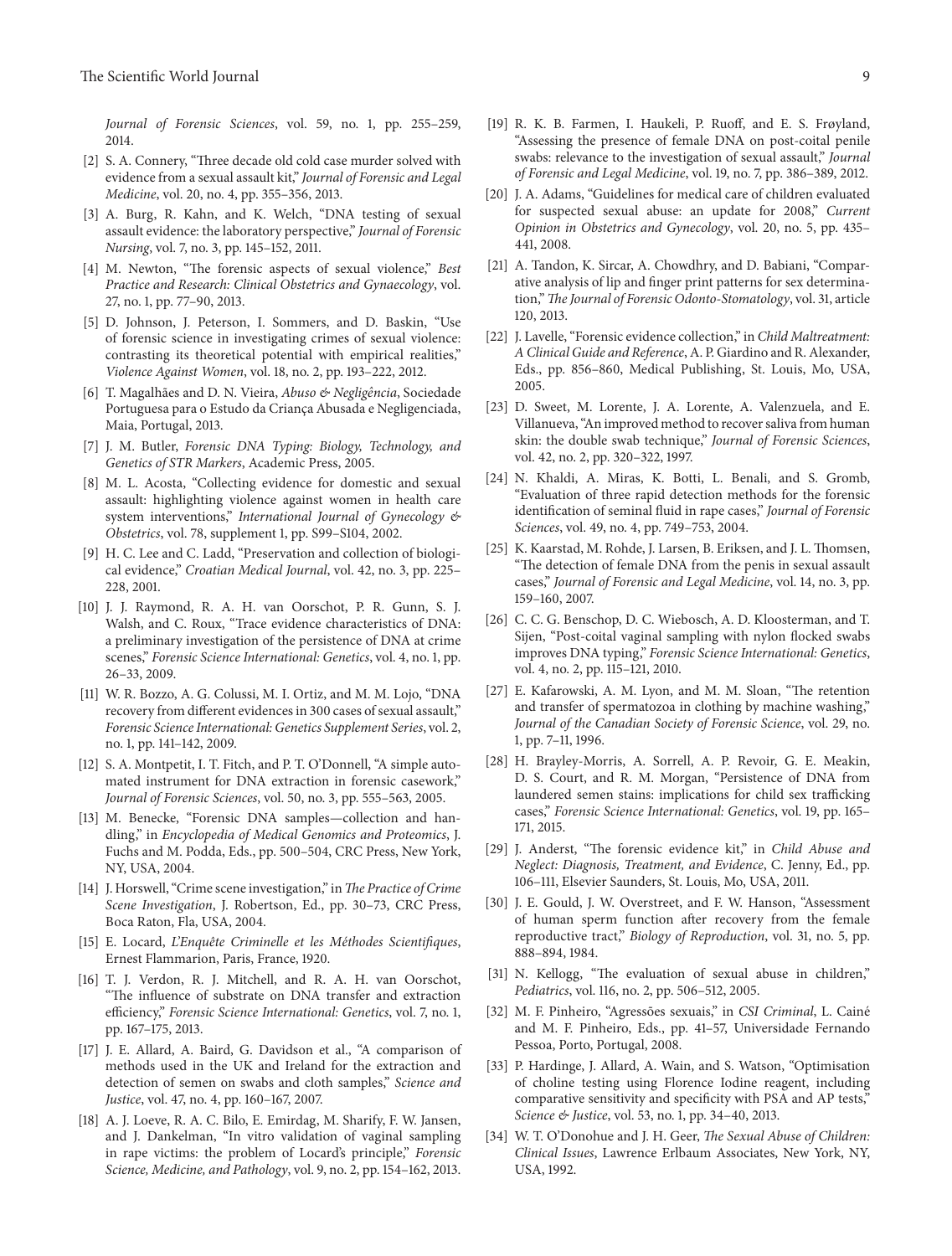*Journal of Forensic Sciences*, vol. 59, no. 1, pp. 255–259, 2014.

[2] S. A. Connery, "Three decade old cold case murder solved with evidence from a sexual assault kit," *Journal of Forensic and Legal Medicine*, vol. 20, no. 4, pp. 355–356, 2013.

[3] A. Burg, R. Kahn, and K. Welch, "DNA testing of sexual assault evidence: the laboratory perspective," *Journal of Forensic Nursing*, vol. 7, no. 3, pp. 145–152, 2011.

[4] M. Newton, "The forensic aspects of sexual violence," *Best Practice and Research: Clinical Obstetrics and Gynaecology*, vol. 27, no. 1, pp. 77–90, 2013.

[5] D. Johnson, J. Peterson, I. Sommers, and D. Baskin, "Use of forensic science in investigating crimes of sexual violence: contrasting its theoretical potential with empirical realities," *Violence Against Women*, vol. 18, no. 2, pp. 193–222, 2012.

[6] T. Magalhães and D. N. Vieira, *Abuso & Negligência*, Sociedade Portuguesa para o Estudo da Criança Abusada e Negligenciada, Maia, Portugal, 2013.

[7] J. M. Butler, *Forensic DNA Typing: Biology, Technology, and Genetics of STR Markers*, Academic Press, 2005.

[8] M. L. Acosta, "Collecting evidence for domestic and sexual assault: highlighting violence against women in health care system interventions," *International Journal of Gynecology & Obstetrics*, vol. 78, supplement 1, pp. S99–S104, 2002.

[9] H. C. Lee and C. Ladd, "Preservation and collection of biological evidence," *Croatian Medical Journal*, vol. 42, no. 3, pp. 225–228, 2001.

[10] J. J. Raymond, R. A. H. van Oorschot, P. R. Gunn, S. J. Walsh, and C. Roux, "Trace evidence characteristics of DNA: a preliminary investigation of the persistence of DNA at crime scenes," *Forensic Science International: Genetics*, vol. 4, no. 1, pp. 26–33, 2009.

[11] W. R. Bozzo, A. G. Colussi, M. I. Ortiz, and M. M. Lojo, "DNA recovery from different evidences in 300 cases of sexual assault," *Forensic Science International: Genetics Supplement Series*, vol. 2, no. 1, pp. 141–142, 2009.

[12] S. A. Montpetit, I. T. Fitch, and P. T. O'Donnell, "A simple automated instrument for DNA extraction in forensic casework," *Journal of Forensic Sciences*, vol. 50, no. 3, pp. 555–563, 2005.

[13] M. Benecke, "Forensic DNA samples—collection and handling," in *Encyclopedia of Medical Genomics and Proteomics*, J. Fuchs and M. Podda, Eds., pp. 500–504, CRC Press, New York, NY, USA, 2004.

[14] J. Horswell, "Crime scene investigation," in *The Practice of Crime Scene Investigation*, J. Robertson, Ed., pp. 30–73, CRC Press, Boca Raton, Fla, USA, 2004.

[15] E. Locard, *L'Enquête Criminelle et les Méthodes Scientifiques*, Ernest Flammarion, Paris, France, 1920.

[16] T. J. Verdon, R. J. Mitchell, and R. A. H. van Oorschot, "The influence of substrate on DNA transfer and extraction efficiency," *Forensic Science International: Genetics*, vol. 7, no. 1, pp. 167–175, 2013.

[17] J. E. Allard, A. Baird, G. Davidson et al., "A comparison of methods used in the UK and Ireland for the extraction and detection of semen on swabs and cloth samples," *Science and Justice*, vol. 47, no. 4, pp. 160–167, 2007.

[18] A. J. Loeve, R. A. C. Bilo, E. Emirdag, M. Sharify, F. W. Jansen, and J. Dankelman, "In vitro validation of vaginal sampling in rape victims: the problem of Locard's principle," *Forensic Science, Medicine, and Pathology*, vol. 9, no. 2, pp. 154–162, 2013.

[19] R. K. B. Farmen, I. Haukeli, P. Ruoff, and E. S. Frøyland, "Assessing the presence of female DNA on post-coital penile swabs: relevance to the investigation of sexual assault," *Journal of Forensic and Legal Medicine*, vol. 19, no. 7, pp. 386–389, 2012.

[20] J. A. Adams, "Guidelines for medical care of children evaluated for suspected sexual abuse: an update for 2008," *Current Opinion in Obstetrics and Gynecology*, vol. 20, no. 5, pp. 435–441, 2008.

[21] A. Tandon, K. Sircar, A. Chowdhry, and D. Babiani, "Comparative analysis of lip and finger print patterns for sex determination," *The Journal of Forensic Odonto-Stomatology*, vol. 31, article 120, 2013.

[22] J. Lavelle, "Forensic evidence collection," in *Child Maltreatment: A Clinical Guide and Reference*, A. P. Giardino and R. Alexander, Eds., pp. 856–860, Medical Publishing, St. Louis, Mo, USA, 2005.

[23] D. Sweet, M. Lorente, J. A. Lorente, A. Valenzuela, and E. Villanueva, "An improved method to recover saliva from human skin: the double swab technique," *Journal of Forensic Sciences*, vol. 42, no. 2, pp. 320–322, 1997.

[24] N. Khaldi, A. Miras, K. Botti, L. Benali, and S. Gromb, "Evaluation of three rapid detection methods for the forensic identification of seminal fluid in rape cases," *Journal of Forensic Sciences*, vol. 49, no. 4, pp. 749–753, 2004.

[25] K. Kaarstad, M. Rohde, J. Larsen, B. Eriksen, and J. L. Thomsen, "The detection of female DNA from the penis in sexual assault cases," *Journal of Forensic and Legal Medicine*, vol. 14, no. 3, pp. 159–160, 2007.

[26] C. C. G. Benschop, D. C. Wiebosch, A. D. Kloosterman, and T. Sijen, "Post-coital vaginal sampling with nylon flocked swabs improves DNA typing," *Forensic Science International: Genetics*, vol. 4, no. 2, pp. 115–121, 2010.

[27] E. Kafarowski, A. M. Lyon, and M. M. Sloan, "The retention and transfer of spermatozoa in clothing by machine washing," *Journal of the Canadian Society of Forensic Science*, vol. 29, no. 1, pp. 7–11, 1996.

[28] H. Brayley-Morris, A. Sorrell, A. P. Revoir, G. E. Meakin, D. S. Court, and R. M. Morgan, "Persistence of DNA from laundered semen stains: implications for child sex trafficking cases," *Forensic Science International: Genetics*, vol. 19, pp. 165–171, 2015.

[29] J. Anderst, "The forensic evidence kit," in *Child Abuse and Neglect: Diagnosis, Treatment, and Evidence*, C. Jenny, Ed., pp. 106–111, Elsevier Saunders, St. Louis, Mo, USA, 2011.

[30] J. E. Gould, J. W. Overstreet, and F. W. Hanson, "Assessment of human sperm function after recovery from the female reproductive tract," *Biology of Reproduction*, vol. 31, no. 5, pp. 888–894, 1984.

[31] N. Kellogg, "The evaluation of sexual abuse in children," *Pediatrics*, vol. 116, no. 2, pp. 506–512, 2005.

[32] M. F. Pinheiro, "Agressões sexuais," in *CSI Criminal*, L. Cainé and M. F. Pinheiro, Eds., pp. 41–57, Universidade Fernando Pessoa, Porto, Portugal, 2008.

[33] P. Hardinge, J. Allard, A. Wain, and S. Watson, "Optimisation of choline testing using Florence Iodine reagent, including comparative sensitivity and specificity with PSA and AP tests," *Science & Justice*, vol. 53, no. 1, pp. 34–40, 2013.

[34] W. T. O'Donohue and J. H. Geer, *The Sexual Abuse of Children: Clinical Issues*, Lawrence Erlbaum Associates, New York, NY, USA, 1992.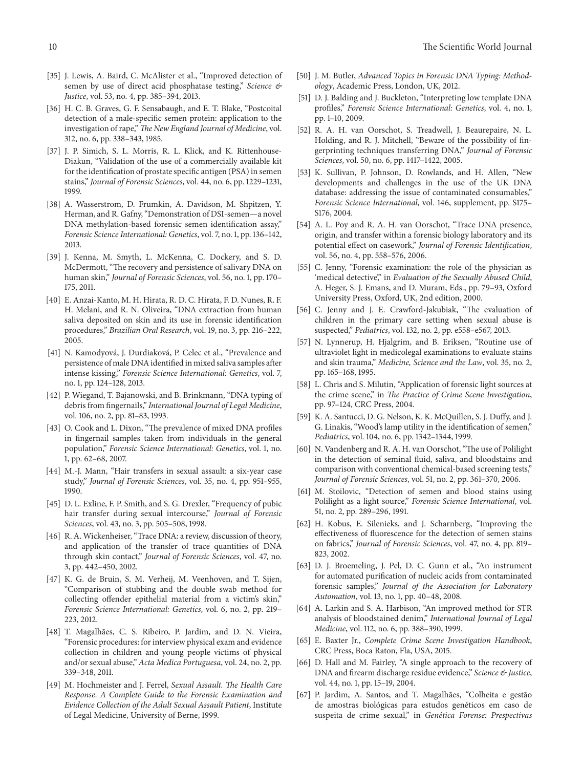[35] J. Lewis, A. Baird, C. McAlister et al., "Improved detection of semen by use of direct acid phosphatase testing," *Science & Justice*, vol. 53, no. 4, pp. 385–394, 2013.

[36] H. C. B. Graves, G. F. Sensabaugh, and E. T. Blake, "Postcoital detection of a male-specific semen protein: application to the investigation of rape," *The New England Journal of Medicine*, vol. 312, no. 6, pp. 338–343, 1985.

[37] J. P. Simich, S. L. Morris, R. L. Klick, and K. Rittenhouse-Diakun, "Validation of the use of a commercially available kit for the identification of prostate specific antigen (PSA) in semen stains," *Journal of Forensic Sciences*, vol. 44, no. 6, pp. 1229–1231, 1999.

[38] A. Wasserstrom, D. Frumkin, A. Davidson, M. Shpitzen, Y. Herman, and R. Gafny, "Demonstration of DSI-semen—a novel DNA methylation-based forensic semen identification assay," *Forensic Science International: Genetics*, vol. 7, no. 1, pp. 136–142, 2013.

[39] J. Kenna, M. Smyth, L. McKenna, C. Dockery, and S. D. McDermott, "The recovery and persistence of salivary DNA on human skin," *Journal of Forensic Sciences*, vol. 56, no. 1, pp. 170–175, 2011.

[40] E. Anzai-Kanto, M. H. Hirata, R. D. C. Hirata, F. D. Nunes, R. F. H. Melani, and R. N. Oliveira, "DNA extraction from human saliva deposited on skin and its use in forensic identification procedures," *Brazilian Oral Research*, vol. 19, no. 3, pp. 216–222, 2005.

[41] N. Kamodyová, J. Durdiaková, P. Celec et al., "Prevalence and persistence of male DNA identified in mixed saliva samples after intense kissing," *Forensic Science International: Genetics*, vol. 7, no. 1, pp. 124–128, 2013.

[42] P. Wiegand, T. Bajanowski, and B. Brinkmann, "DNA typing of debris from fingernails," *International Journal of Legal Medicine*, vol. 106, no. 2, pp. 81–83, 1993.

[43] O. Cook and L. Dixon, "The prevalence of mixed DNA profiles in fingernail samples taken from individuals in the general population," *Forensic Science International: Genetics*, vol. 1, no. 1, pp. 62–68, 2007.

[44] M.-J. Mann, "Hair transfers in sexual assault: a six-year case study," *Journal of Forensic Sciences*, vol. 35, no. 4, pp. 951–955, 1990.

[45] D. L. Exline, F. P. Smith, and S. G. Drexler, "Frequency of pubic hair transfer during sexual intercourse," *Journal of Forensic Sciences*, vol. 43, no. 3, pp. 505–508, 1998.

[46] R. A. Wickenheiser, "Trace DNA: a review, discussion of theory, and application of the transfer of trace quantities of DNA through skin contact," *Journal of Forensic Sciences*, vol. 47, no. 3, pp. 442–450, 2002.

[47] K. G. de Bruin, S. M. Verheij, M. Veenhoven, and T. Sijen, "Comparison of stubbing and the double swab method for collecting offender epithelial material from a victim's skin," *Forensic Science International: Genetics*, vol. 6, no. 2, pp. 219–223, 2012.

[48] T. Magalhães, C. S. Ribeiro, P. Jardim, and D. N. Vieira, "Forensic procedures: for interview physical exam and evidence collection in children and young people victims of physical and/or sexual abuse," *Acta Medica Portuguesa*, vol. 24, no. 2, pp. 339–348, 2011.

[49] M. Hochmeister and J. Ferrel, *Sexual Assault. The Health Care Response. A Complete Guide to the Forensic Examination and Evidence Collection of the Adult Sexual Assault Patient*, Institute of Legal Medicine, University of Berne, 1999.

[50] J. M. Butler, *Advanced Topics in Forensic DNA Typing: Methodology*, Academic Press, London, UK, 2012.

[51] D. J. Balding and J. Buckleton, "Interpreting low template DNA profiles," *Forensic Science International: Genetics*, vol. 4, no. 1, pp. 1–10, 2009.

[52] R. A. H. van Oorschot, S. Treadwell, J. Beaurepaire, N. L. Holding, and R. J. Mitchell, "Beware of the possibility of fingerprinting techniques transferring DNA," *Journal of Forensic Sciences*, vol. 50, no. 6, pp. 1417–1422, 2005.

[53] K. Sullivan, P. Johnson, D. Rowlands, and H. Allen, "New developments and challenges in the use of the UK DNA database: addressing the issue of contaminated consumables," *Forensic Science International*, vol. 146, supplement, pp. S175–S176, 2004.

[54] A. L. Poy and R. A. H. van Oorschot, "Trace DNA presence, origin, and transfer within a forensic biology laboratory and its potential effect on casework," *Journal of Forensic Identification*, vol. 56, no. 4, pp. 558–576, 2006.

[55] C. Jenny, "Forensic examination: the role of the physician as 'medical detective'," in *Evaluation of the Sexually Abused Child*, A. Heger, S. J. Emans, and D. Muram, Eds., pp. 79–93, Oxford University Press, Oxford, UK, 2nd edition, 2000.

[56] C. Jenny and J. E. Crawford-Jakubiak, "The evaluation of children in the primary care setting when sexual abuse is suspected," *Pediatrics*, vol. 132, no. 2, pp. e558–e567, 2013.

[57] N. Lynnerup, H. Hjalgrim, and B. Eriksen, "Routine use of ultraviolet light in medicolegal examinations to evaluate stains and skin trauma," *Medicine, Science and the Law*, vol. 35, no. 2, pp. 165–168, 1995.

[58] L. Chris and S. Milutin, "Application of forensic light sources at the crime scene," in *The Practice of Crime Scene Investigation*, pp. 97–124, CRC Press, 2004.

[59] K. A. Santucci, D. G. Nelson, K. K. McQuillen, S. J. Duffy, and J. G. Linakis, "Wood's lamp utility in the identification of semen," *Pediatrics*, vol. 104, no. 6, pp. 1342–1344, 1999.

[60] N. Vandenberg and R. A. H. van Oorschot, "The use of Polilight in the detection of seminal fluid, saliva, and bloodstains and comparison with conventional chemical-based screening tests," *Journal of Forensic Sciences*, vol. 51, no. 2, pp. 361–370, 2006.

[61] M. Stoilovic, "Detection of semen and blood stains using Polilight as a light source," *Forensic Science International*, vol. 51, no. 2, pp. 289–296, 1991.

[62] H. Kobus, E. Silenieks, and J. Scharnberg, "Improving the effectiveness of fluorescence for the detection of semen stains on fabrics," *Journal of Forensic Sciences*, vol. 47, no. 4, pp. 819–823, 2002.

[63] D. J. Broemeling, J. Pel, D. C. Gunn et al., "An instrument for automated purification of nucleic acids from contaminated forensic samples," *Journal of the Association for Laboratory Automation*, vol. 13, no. 1, pp. 40–48, 2008.

[64] A. Larkin and S. A. Harbison, "An improved method for STR analysis of bloodstained denim," *International Journal of Legal Medicine*, vol. 112, no. 6, pp. 388–390, 1999.

[65] E. Baxter Jr., *Complete Crime Scene Investigation Handbook*, CRC Press, Boca Raton, Fla, USA, 2015.

[66] D. Hall and M. Fairley, "A single approach to the recovery of DNA and firearm discharge residue evidence," *Science & Justice*, vol. 44, no. 1, pp. 15–19, 2004.

[67] P. Jardim, A. Santos, and T. Magalhães, "Colheita e gestão de amostras biológicas para estudos genéticos em caso de suspeita de crime sexual," in *Genética Forense: Prespectivas*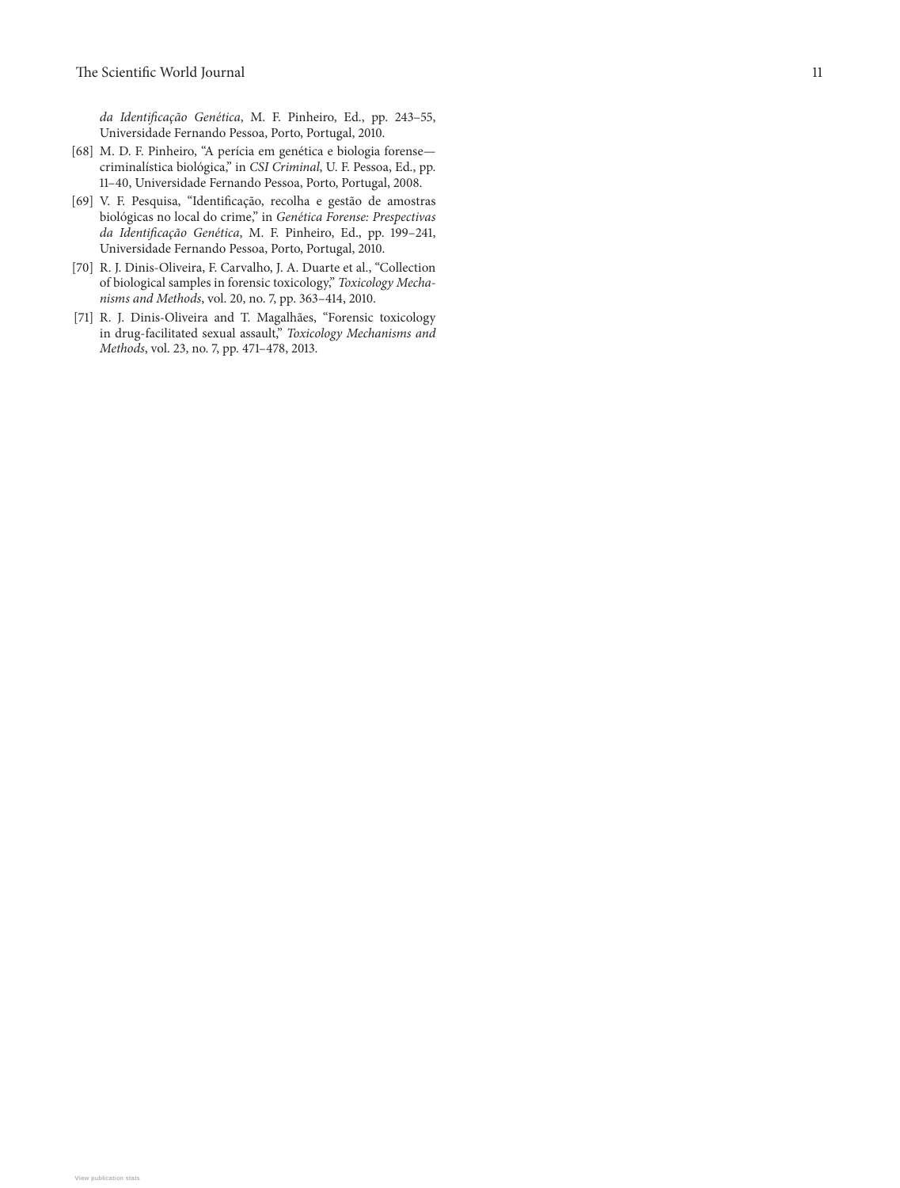*da Identificação Genética*, M. F. Pinheiro, Ed., pp. 243–55, Universidade Fernando Pessoa, Porto, Portugal, 2010.

[68] M. D. F. Pinheiro, "A perícia em genética e biologia forense—criminalística biológica," in *CSI Criminal*, U. F. Pessoa, Ed., pp. 11–40, Universidade Fernando Pessoa, Porto, Portugal, 2008.

[69] V. F. Pesquisa, "Identificação, recolha e gestão de amostras biológicas no local do crime," in *Genética Forense: Prespectivas da Identificação Genética*, M. F. Pinheiro, Ed., pp. 199–241, Universidade Fernando Pessoa, Porto, Portugal, 2010.

[70] R. J. Dinis-Oliveira, F. Carvalho, J. A. Duarte et al., "Collection of biological samples in forensic toxicology," *Toxicology Mechanisms and Methods*, vol. 20, no. 7, pp. 363–414, 2010.

[71] R. J. Dinis-Oliveira and T. Magalhães, "Forensic toxicology in drug-facilitated sexual assault," *Toxicology Mechanisms and Methods*, vol. 23, no. 7, pp. 471–478, 2013.